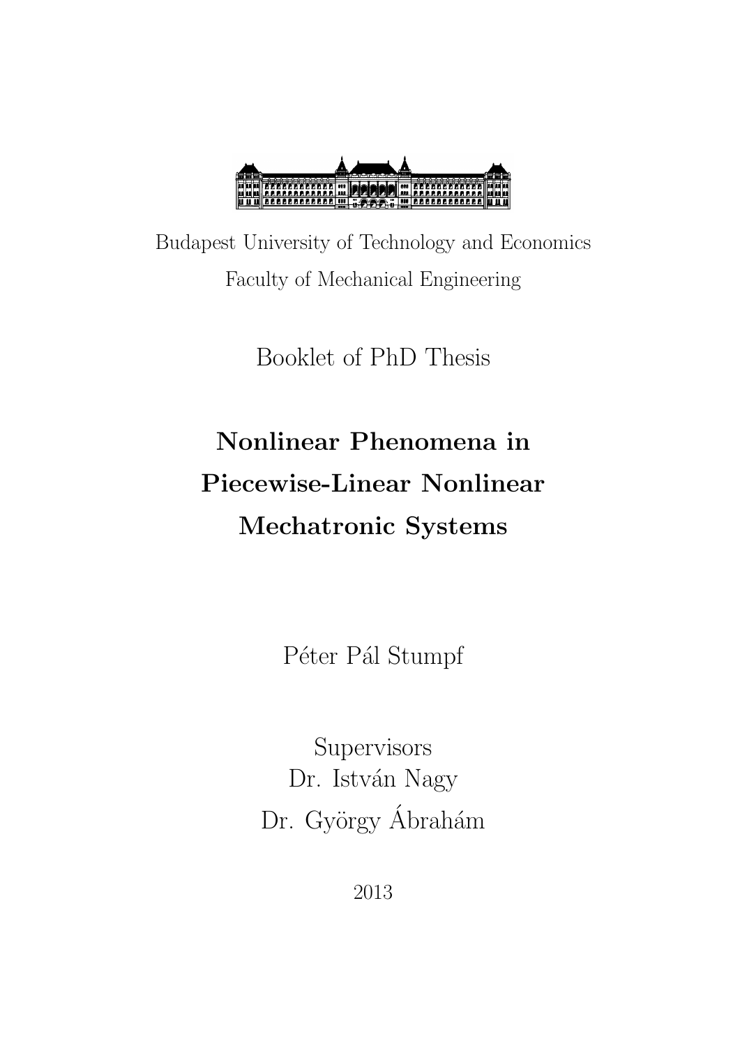Budapest University of Technology and Economics

Faculty of Mechanical Engineering

Booklet of PhD Thesis

# Nonlinear Phenomena in Piecewise-Linear Nonlinear Mechatronic Systems

Péter Pál Stumpf

Supervisors

Dr. István Nagy

Dr. György Ábrahám

2013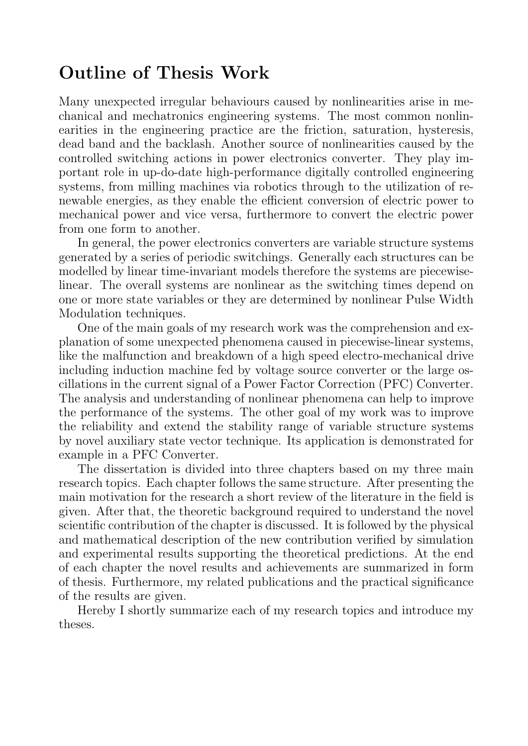## Outline of Thesis Work

Many unexpected irregular behaviours caused by nonlinearities arise in mechanical and mechatronics engineering systems. The most common nonlinearities in the engineering practice are the friction, saturation, hysteresis, dead band and the backlash. Another source of nonlinearities caused by the controlled switching actions in power electronics converter. They play important role in up-do-date high-performance digitally controlled engineering systems, from milling machines via robotics through to the utilization of renewable energies, as they enable the efficient conversion of electric power to mechanical power and vice versa, furthermore to convert the electric power from one form to another.

In general, the power electronics converters are variable structure systems generated by a series of periodic switchings. Generally each structures can be modelled by linear time-invariant models therefore the systems are piecewise-linear. The overall systems are nonlinear as the switching times depend on one or more state variables or they are determined by nonlinear Pulse Width Modulation techniques.

One of the main goals of my research work was the comprehension and explanation of some unexpected phenomena caused in piecewise-linear systems, like the malfunction and breakdown of a high speed electro-mechanical drive including induction machine fed by voltage source converter or the large oscillations in the current signal of a Power Factor Correction (PFC) Converter. The analysis and understanding of nonlinear phenomena can help to improve the performance of the systems. The other goal of my work was to improve the reliability and extend the stability range of variable structure systems by novel auxiliary state vector technique. Its application is demonstrated for example in a PFC Converter.

The dissertation is divided into three chapters based on my three main research topics. Each chapter follows the same structure. After presenting the main motivation for the research a short review of the literature in the field is given. After that, the theoretic background required to understand the novel scientific contribution of the chapter is discussed. It is followed by the physical and mathematical description of the new contribution verified by simulation and experimental results supporting the theoretical predictions. At the end of each chapter the novel results and achievements are summarized in form of thesis. Furthermore, my related publications and the practical significance of the results are given.

Hereby I shortly summarize each of my research topics and introduce my theses.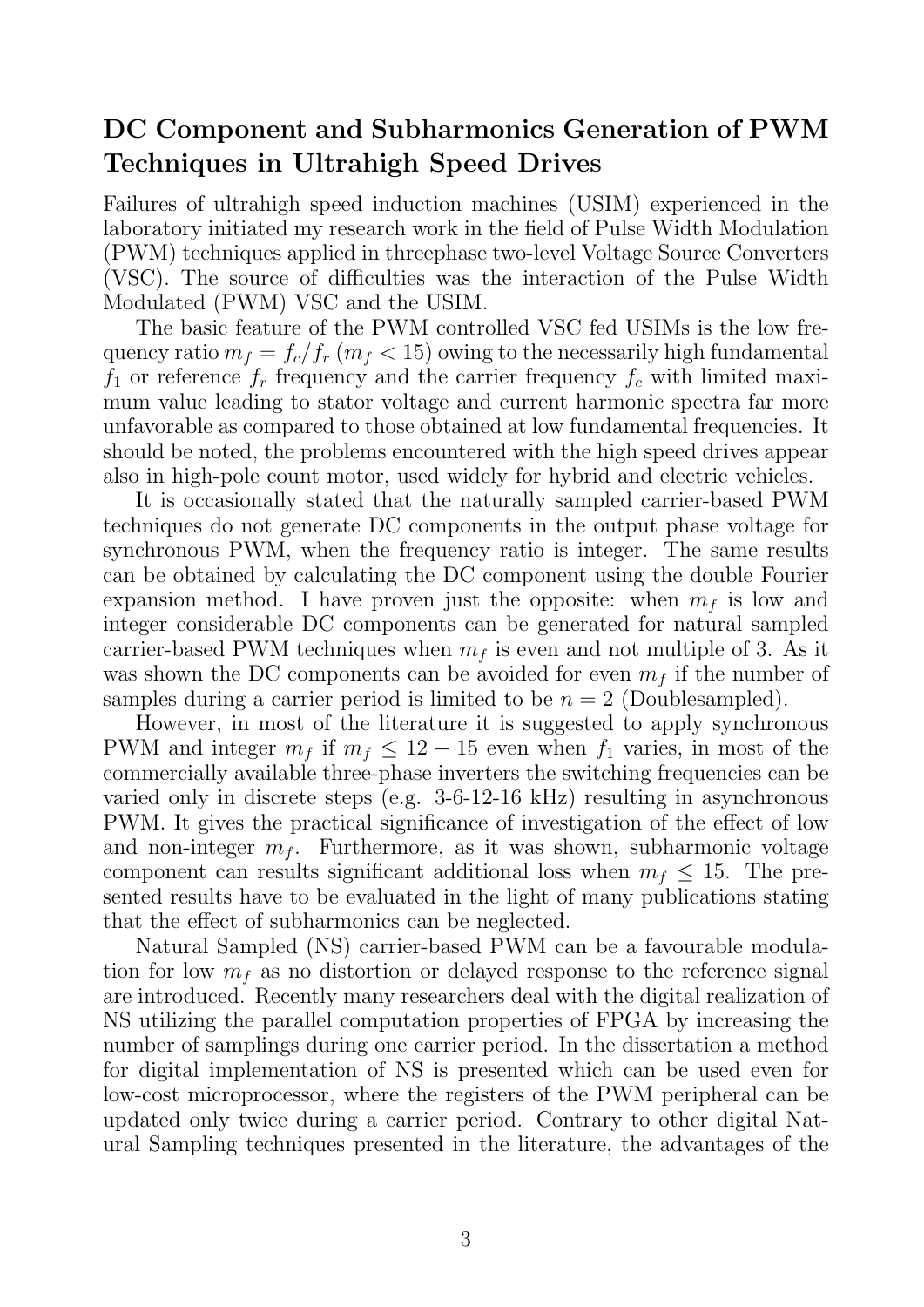## DC Component and Subharmonics Generation of PWM Techniques in Ultrahigh Speed Drives

Failures of ultrahigh speed induction machines (USIM) experienced in the laboratory initiated my research work in the field of Pulse Width Modulation (PWM) techniques applied in threephase two-level Voltage Source Converters (VSC). The source of difficulties was the interaction of the Pulse Width Modulated (PWM) VSC and the USIM.

The basic feature of the PWM controlled VSC fed USIMs is the low frequency ratio $m_f = f_c/f_r$ ($m_f < 15$) owing to the necessarily high fundamental $f_1$ or reference $f_r$ frequency and the carrier frequency $f_c$ with limited maximum value leading to stator voltage and current harmonic spectra far more unfavorable as compared to those obtained at low fundamental frequencies. It should be noted, the problems encountered with the high speed drives appear also in high-pole count motor, used widely for hybrid and electric vehicles.

It is occasionally stated that the naturally sampled carrier-based PWM techniques do not generate DC components in the output phase voltage for synchronous PWM, when the frequency ratio is integer. The same results can be obtained by calculating the DC component using the double Fourier expansion method. I have proven just the opposite: when $m_f$ is low and integer considerable DC components can be generated for natural sampled carrier-based PWM techniques when $m_f$ is even and not multiple of 3. As it was shown the DC components can be avoided for even $m_f$ if the number of samples during a carrier period is limited to be $n = 2$ (Doublesampled).

However, in most of the literature it is suggested to apply synchronous PWM and integer $m_f$ if $m_f \leq 12 - 15$ even when $f_1$ varies, in most of the commercially available three-phase inverters the switching frequencies can be varied only in discrete steps (e.g. 3-6-12-16 kHz) resulting in asynchronous PWM. It gives the practical significance of investigation of the effect of low and non-integer $m_f$. Furthermore, as it was shown, subharmonic voltage component can results significant additional loss when $m_f \leq 15$. The presented results have to be evaluated in the light of many publications stating that the effect of subharmonics can be neglected.

Natural Sampled (NS) carrier-based PWM can be a favourable modulation for low $m_f$ as no distortion or delayed response to the reference signal are introduced. Recently many researchers deal with the digital realization of NS utilizing the parallel computation properties of FPGA by increasing the number of samplings during one carrier period. In the dissertation a method for digital implementation of NS is presented which can be used even for low-cost microprocessor, where the registers of the PWM peripheral can be updated only twice during a carrier period. Contrary to other digital Natural Sampling techniques presented in the literature, the advantages of the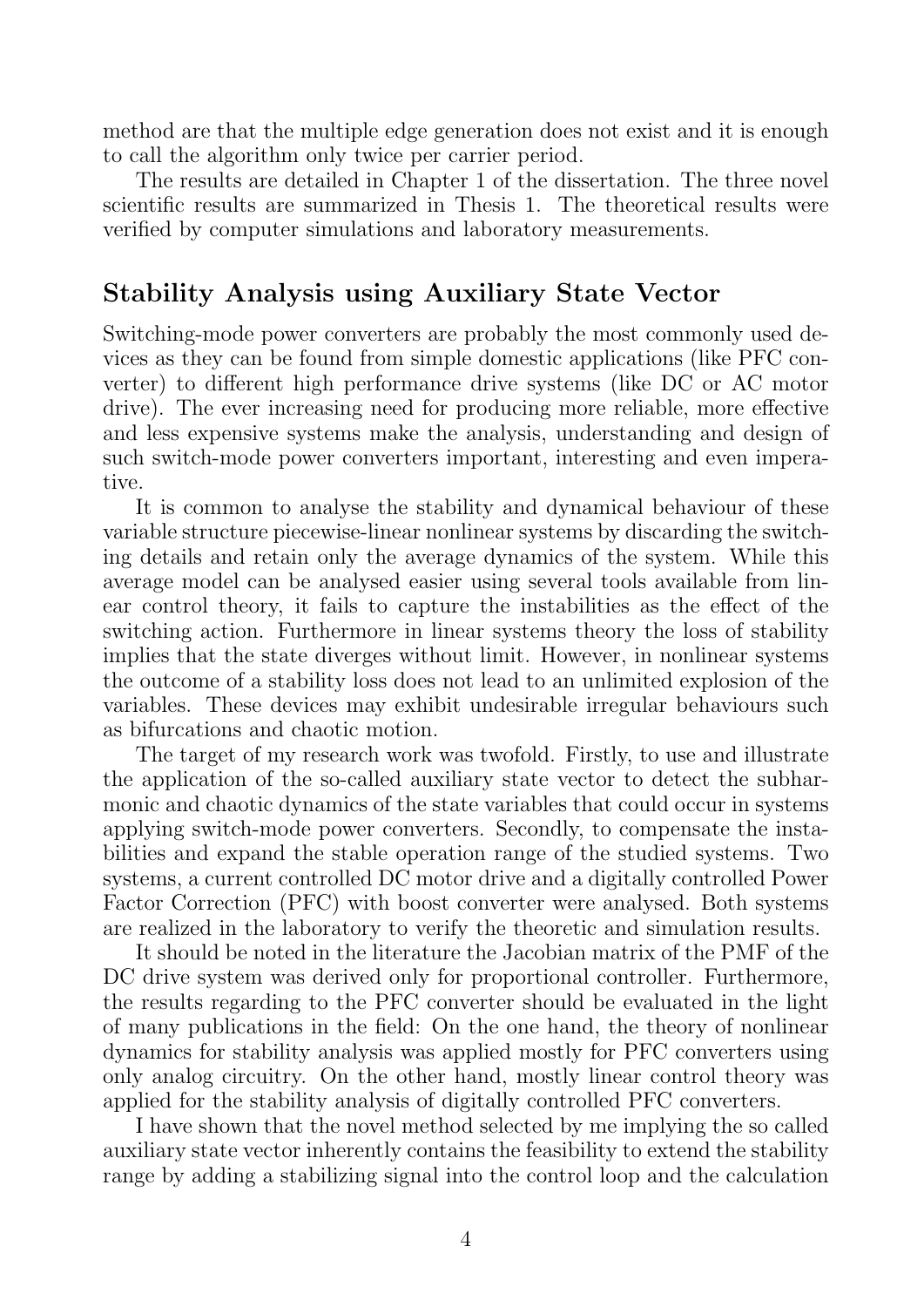method are that the multiple edge generation does not exist and it is enough to call the algorithm only twice per carrier period.

The results are detailed in Chapter 1 of the dissertation. The three novel scientific results are summarized in Thesis 1. The theoretical results were verified by computer simulations and laboratory measurements.

## Stability Analysis using Auxiliary State Vector

Switching-mode power converters are probably the most commonly used devices as they can be found from simple domestic applications (like PFC converter) to different high performance drive systems (like DC or AC motor drive). The ever increasing need for producing more reliable, more effective and less expensive systems make the analysis, understanding and design of such switch-mode power converters important, interesting and even imperative.

It is common to analyse the stability and dynamical behaviour of these variable structure piecewise-linear nonlinear systems by discarding the switching details and retain only the average dynamics of the system. While this average model can be analysed easier using several tools available from linear control theory, it fails to capture the instabilities as the effect of the switching action. Furthermore in linear systems theory the loss of stability implies that the state diverges without limit. However, in nonlinear systems the outcome of a stability loss does not lead to an unlimited explosion of the variables. These devices may exhibit undesirable irregular behaviours such as bifurcations and chaotic motion.

The target of my research work was twofold. Firstly, to use and illustrate the application of the so-called auxiliary state vector to detect the subharmonic and chaotic dynamics of the state variables that could occur in systems applying switch-mode power converters. Secondly, to compensate the instabilities and expand the stable operation range of the studied systems. Two systems, a current controlled DC motor drive and a digitally controlled Power Factor Correction (PFC) with boost converter were analysed. Both systems are realized in the laboratory to verify the theoretic and simulation results.

It should be noted in the literature the Jacobian matrix of the PMF of the DC drive system was derived only for proportional controller. Furthermore, the results regarding to the PFC converter should be evaluated in the light of many publications in the field: On the one hand, the theory of nonlinear dynamics for stability analysis was applied mostly for PFC converters using only analog circuitry. On the other hand, mostly linear control theory was applied for the stability analysis of digitally controlled PFC converters.

I have shown that the novel method selected by me implying the so called auxiliary state vector inherently contains the feasibility to extend the stability range by adding a stabilizing signal into the control loop and the calculation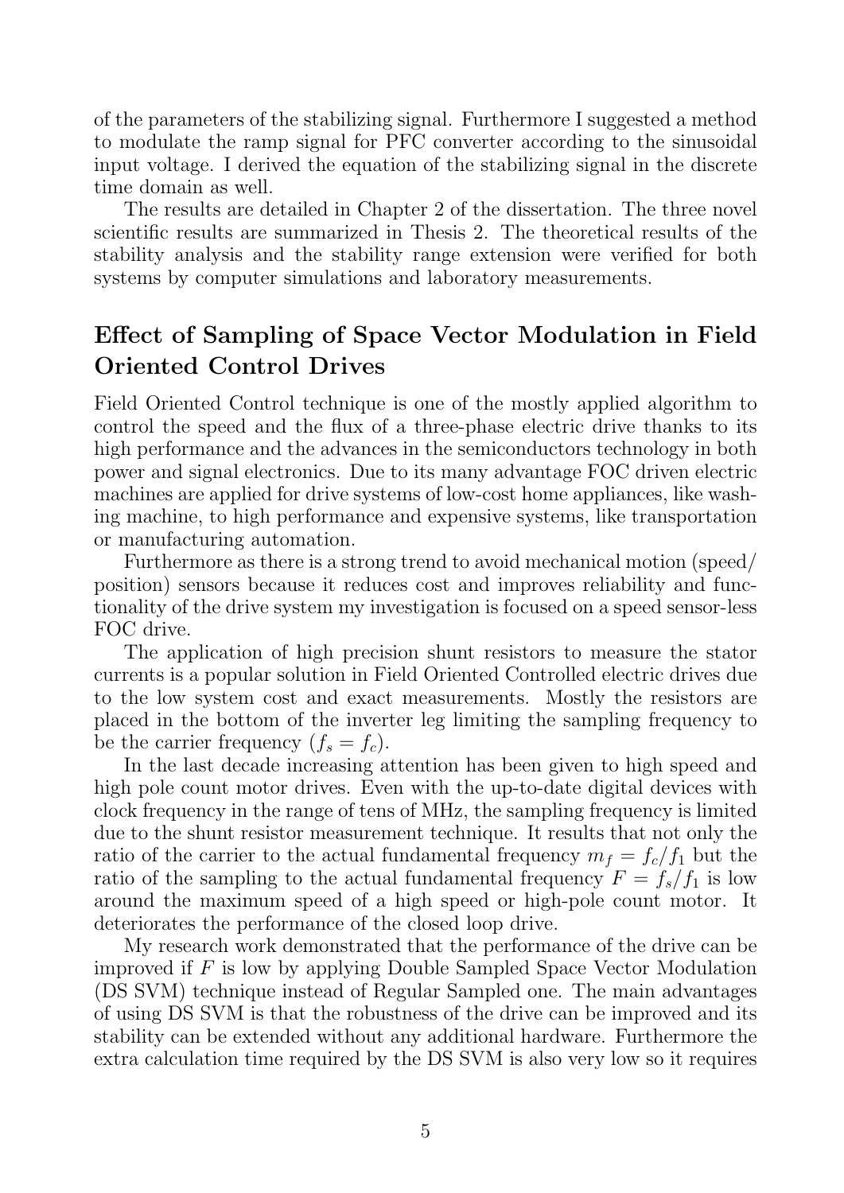of the parameters of the stabilizing signal. Furthermore I suggested a method to modulate the ramp signal for PFC converter according to the sinusoidal input voltage. I derived the equation of the stabilizing signal in the discrete time domain as well.

The results are detailed in Chapter 2 of the dissertation. The three novel scientific results are summarized in Thesis 2. The theoretical results of the stability analysis and the stability range extension were verified for both systems by computer simulations and laboratory measurements.

## Effect of Sampling of Space Vector Modulation in Field Oriented Control Drives

Field Oriented Control technique is one of the mostly applied algorithm to control the speed and the flux of a three-phase electric drive thanks to its high performance and the advances in the semiconductors technology in both power and signal electronics. Due to its many advantage FOC driven electric machines are applied for drive systems of low-cost home appliances, like washing machine, to high performance and expensive systems, like transportation or manufacturing automation.

Furthermore as there is a strong trend to avoid mechanical motion (speed/ position) sensors because it reduces cost and improves reliability and functionality of the drive system my investigation is focused on a speed sensor-less FOC drive.

The application of high precision shunt resistors to measure the stator currents is a popular solution in Field Oriented Controlled electric drives due to the low system cost and exact measurements. Mostly the resistors are placed in the bottom of the inverter leg limiting the sampling frequency to be the carrier frequency ($f_s = f_c$).

In the last decade increasing attention has been given to high speed and high pole count motor drives. Even with the up-to-date digital devices with clock frequency in the range of tens of MHz, the sampling frequency is limited due to the shunt resistor measurement technique. It results that not only the ratio of the carrier to the actual fundamental frequency $m_f = f_c/f_1$ but the ratio of the sampling to the actual fundamental frequency $F = f_s/f_1$ is low around the maximum speed of a high speed or high-pole count motor. It deteriorates the performance of the closed loop drive.

My research work demonstrated that the performance of the drive can be improved if $F$ is low by applying Double Sampled Space Vector Modulation (DS SVM) technique instead of Regular Sampled one. The main advantages of using DS SVM is that the robustness of the drive can be improved and its stability can be extended without any additional hardware. Furthermore the extra calculation time required by the DS SVM is also very low so it requires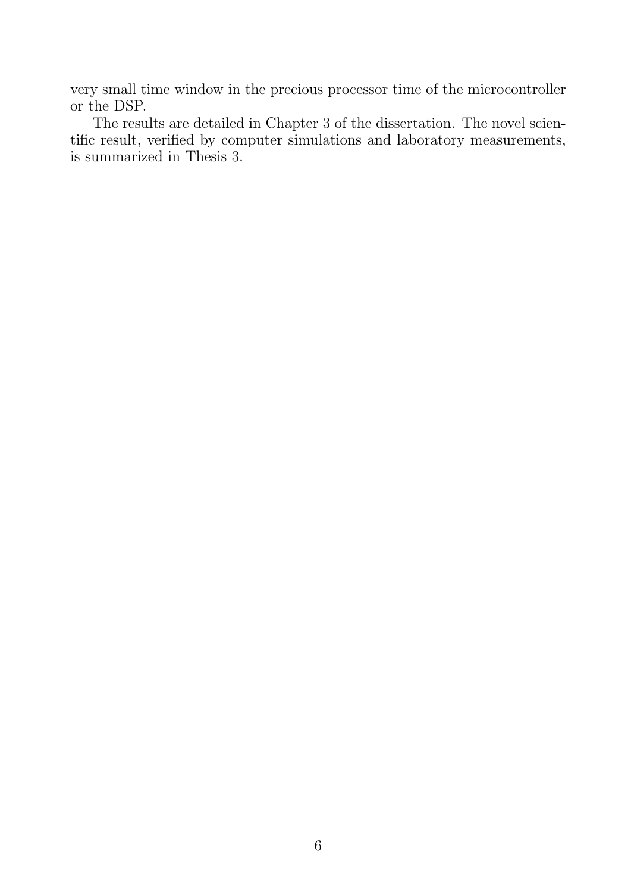very small time window in the precious processor time of the microcontroller or the DSP.

The results are detailed in Chapter 3 of the dissertation. The novel scientific result, verified by computer simulations and laboratory measurements, is summarized in Thesis 3.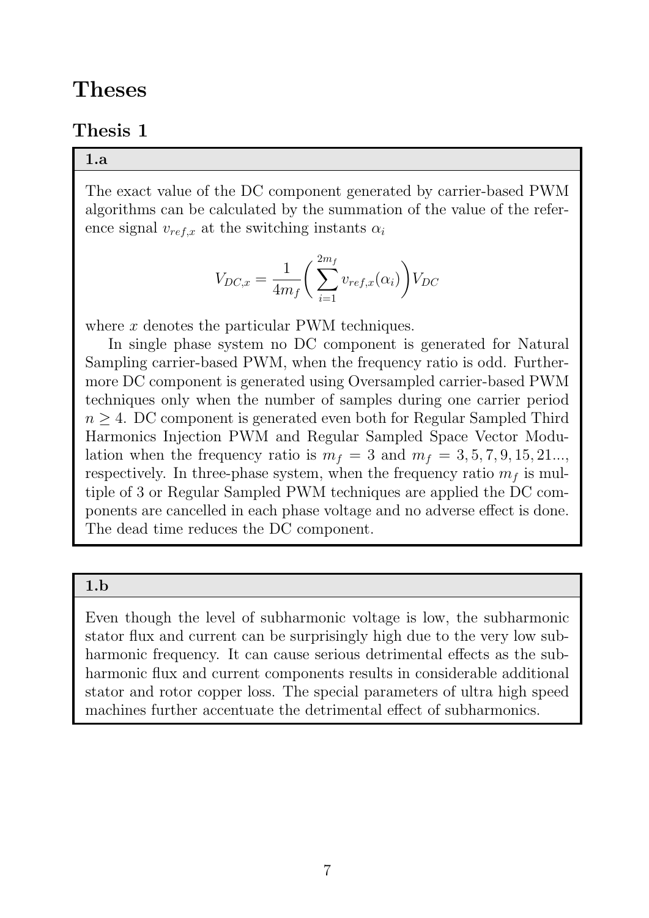# Theses

## Thesis 1

### 1.a

The exact value of the DC component generated by carrier-based PWM algorithms can be calculated by the summation of the value of the reference signal $v_{ref,x}$ at the switching instants $\alpha_i$

$$V_{DC,x} = \frac{1}{4m_f}\Bigg(\sum_{i=1}^{2m_f} v_{ref,x}(\alpha_i)\Bigg)V_{DC}$$

where $x$ denotes the particular PWM techniques.

In single phase system no DC component is generated for Natural Sampling carrier-based PWM, when the frequency ratio is odd. Furthermore DC component is generated using Oversampled carrier-based PWM techniques only when the number of samples during one carrier period $n \geq 4$. DC component is generated even both for Regular Sampled Third Harmonics Injection PWM and Regular Sampled Space Vector Modulation when the frequency ratio is $m_f = 3$ and $m_f = 3, 5, 7, 9, 15, 21...$, respectively. In three-phase system, when the frequency ratio $m_f$ is multiple of 3 or Regular Sampled PWM techniques are applied the DC components are cancelled in each phase voltage and no adverse effect is done. The dead time reduces the DC component.

### 1.b

Even though the level of subharmonic voltage is low, the subharmonic stator flux and current can be surprisingly high due to the very low subharmonic frequency. It can cause serious detrimental effects as the subharmonic flux and current components results in considerable additional stator and rotor copper loss. The special parameters of ultra high speed machines further accentuate the detrimental effect of subharmonics.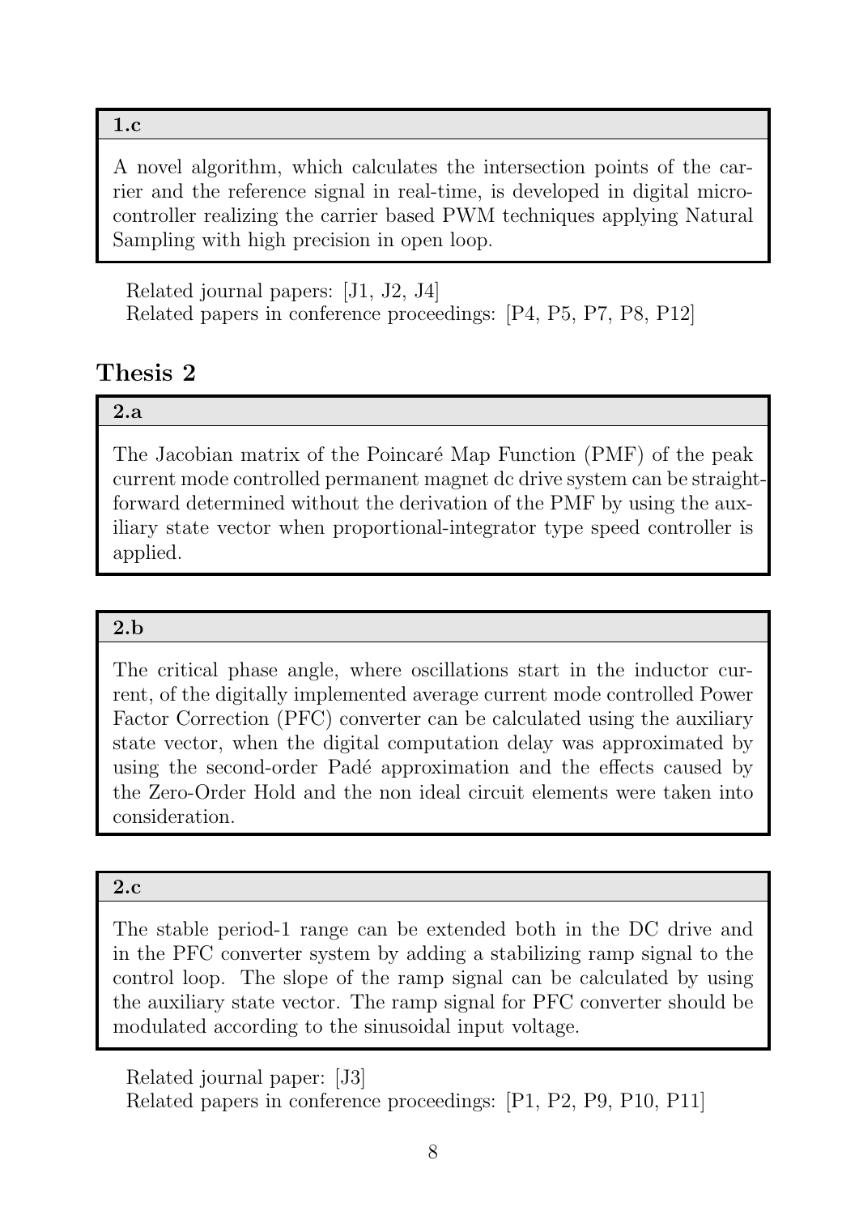**1.c**

A novel algorithm, which calculates the intersection points of the carrier and the reference signal in real-time, is developed in digital microcontroller realizing the carrier based PWM techniques applying Natural Sampling with high precision in open loop.

Related journal papers: [J1, J2, J4]
Related papers in conference proceedings: [P4, P5, P7, P8, P12]

## Thesis 2

**2.a**

The Jacobian matrix of the Poincaré Map Function (PMF) of the peak current mode controlled permanent magnet dc drive system can be straightforward determined without the derivation of the PMF by using the auxiliary state vector when proportional-integrator type speed controller is applied.

**2.b**

The critical phase angle, where oscillations start in the inductor current, of the digitally implemented average current mode controlled Power Factor Correction (PFC) converter can be calculated using the auxiliary state vector, when the digital computation delay was approximated by using the second-order Padé approximation and the effects caused by the Zero-Order Hold and the non ideal circuit elements were taken into consideration.

**2.c**

The stable period-1 range can be extended both in the DC drive and in the PFC converter system by adding a stabilizing ramp signal to the control loop. The slope of the ramp signal can be calculated by using the auxiliary state vector. The ramp signal for PFC converter should be modulated according to the sinusoidal input voltage.

Related journal paper: [J3]
Related papers in conference proceedings: [P1, P2, P9, P10, P11]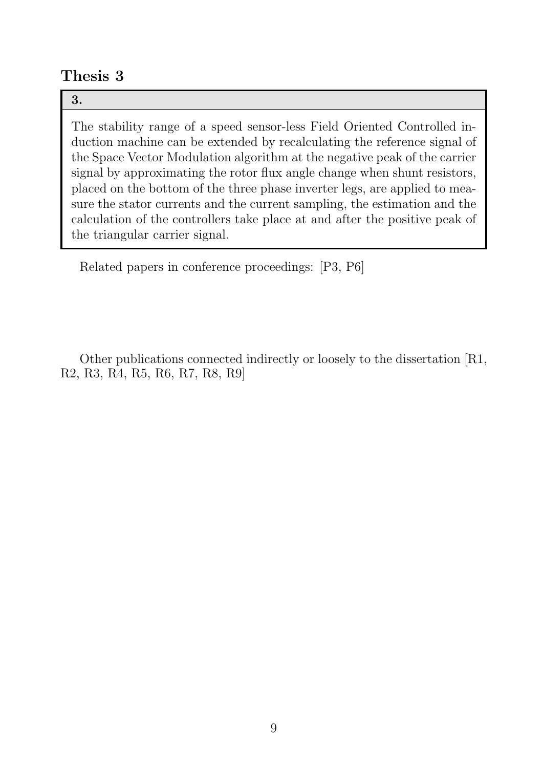## Thesis 3

**3.**

The stability range of a speed sensor-less Field Oriented Controlled induction machine can be extended by recalculating the reference signal of the Space Vector Modulation algorithm at the negative peak of the carrier signal by approximating the rotor flux angle change when shunt resistors, placed on the bottom of the three phase inverter legs, are applied to measure the stator currents and the current sampling, the estimation and the calculation of the controllers take place at and after the positive peak of the triangular carrier signal.

Related papers in conference proceedings: [P3, P6]

Other publications connected indirectly or loosely to the dissertation [R1, R2, R3, R4, R5, R6, R7, R8, R9]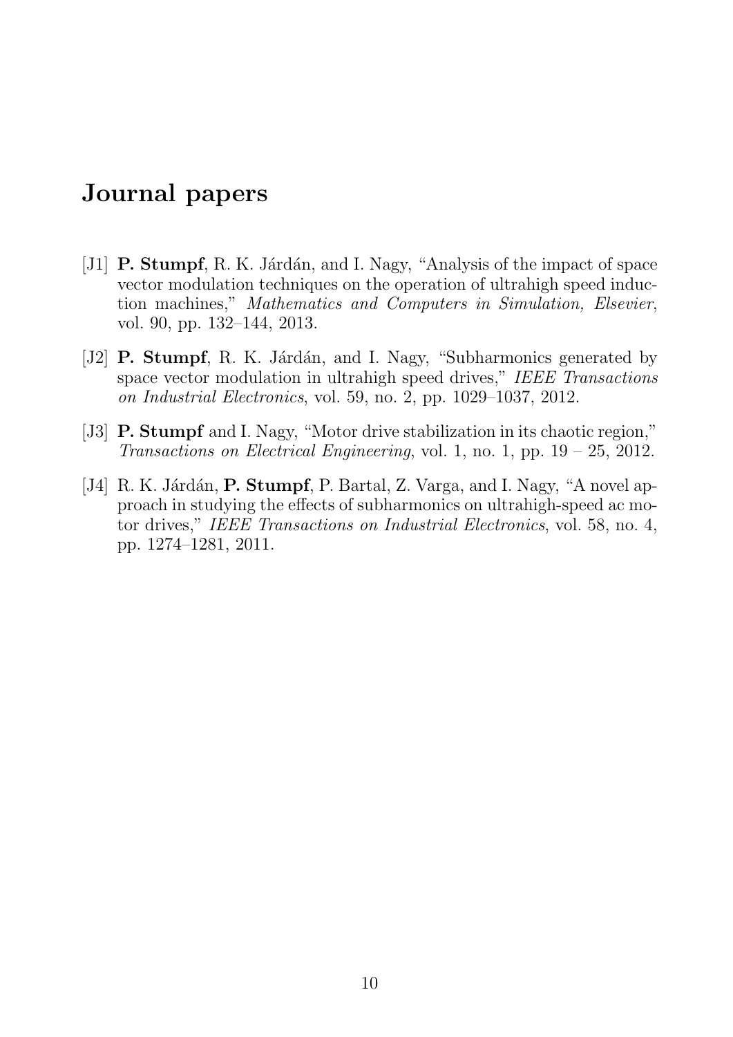## Journal papers

[J1] **P. Stumpf**, R. K. Járdán, and I. Nagy, "Analysis of the impact of space vector modulation techniques on the operation of ultrahigh speed induction machines," *Mathematics and Computers in Simulation, Elsevier*, vol. 90, pp. 132–144, 2013.

[J2] **P. Stumpf**, R. K. Járdán, and I. Nagy, "Subharmonics generated by space vector modulation in ultrahigh speed drives," *IEEE Transactions on Industrial Electronics*, vol. 59, no. 2, pp. 1029–1037, 2012.

[J3] **P. Stumpf** and I. Nagy, "Motor drive stabilization in its chaotic region," *Transactions on Electrical Engineering*, vol. 1, no. 1, pp. 19 – 25, 2012.

[J4] R. K. Járdán, **P. Stumpf**, P. Bartal, Z. Varga, and I. Nagy, "A novel approach in studying the effects of subharmonics on ultrahigh-speed ac motor drives," *IEEE Transactions on Industrial Electronics*, vol. 58, no. 4, pp. 1274–1281, 2011.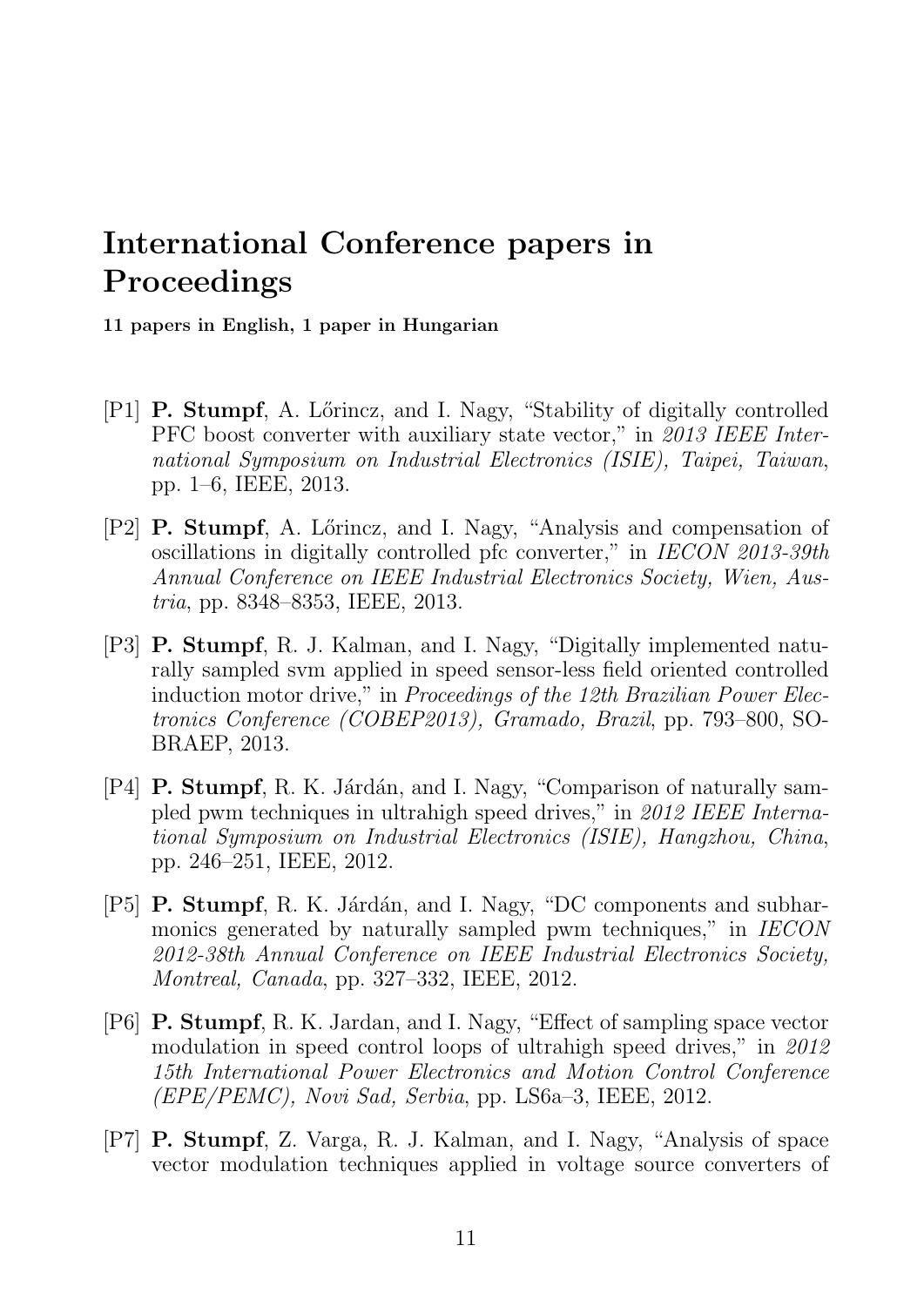# International Conference papers in Proceedings

**11 papers in English, 1 paper in Hungarian**

[P1] **P. Stumpf**, A. Lőrincz, and I. Nagy, "Stability of digitally controlled PFC boost converter with auxiliary state vector," in *2013 IEEE International Symposium on Industrial Electronics (ISIE), Taipei, Taiwan*, pp. 1–6, IEEE, 2013.

[P2] **P. Stumpf**, A. Lőrincz, and I. Nagy, "Analysis and compensation of oscillations in digitally controlled pfc converter," in *IECON 2013-39th Annual Conference on IEEE Industrial Electronics Society, Wien, Austria*, pp. 8348–8353, IEEE, 2013.

[P3] **P. Stumpf**, R. J. Kalman, and I. Nagy, "Digitally implemented naturally sampled svm applied in speed sensor-less field oriented controlled induction motor drive," in *Proceedings of the 12th Brazilian Power Electronics Conference (COBEP2013), Gramado, Brazil*, pp. 793–800, SOBRAEP, 2013.

[P4] **P. Stumpf**, R. K. Járdán, and I. Nagy, "Comparison of naturally sampled pwm techniques in ultrahigh speed drives," in *2012 IEEE International Symposium on Industrial Electronics (ISIE), Hangzhou, China*, pp. 246–251, IEEE, 2012.

[P5] **P. Stumpf**, R. K. Járdán, and I. Nagy, "DC components and subharmonics generated by naturally sampled pwm techniques," in *IECON 2012-38th Annual Conference on IEEE Industrial Electronics Society, Montreal, Canada*, pp. 327–332, IEEE, 2012.

[P6] **P. Stumpf**, R. K. Jardan, and I. Nagy, "Effect of sampling space vector modulation in speed control loops of ultrahigh speed drives," in *2012 15th International Power Electronics and Motion Control Conference (EPE/PEMC), Novi Sad, Serbia*, pp. LS6a–3, IEEE, 2012.

[P7] **P. Stumpf**, Z. Varga, R. J. Kalman, and I. Nagy, "Analysis of space vector modulation techniques applied in voltage source converters of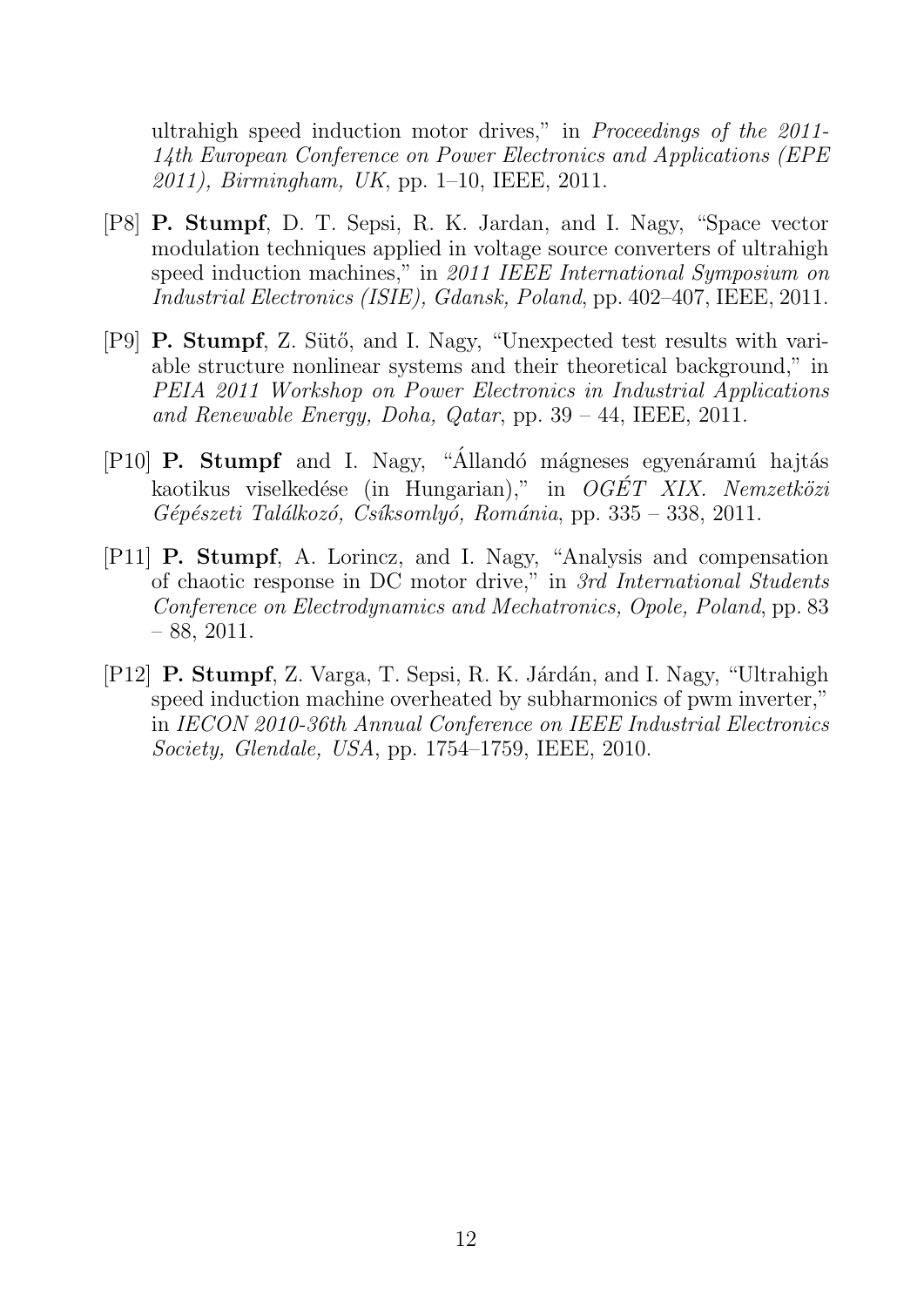ultrahigh speed induction motor drives," in *Proceedings of the 2011-14th European Conference on Power Electronics and Applications (EPE 2011), Birmingham, UK*, pp. 1–10, IEEE, 2011.

[P8] **P. Stumpf**, D. T. Sepsi, R. K. Jardan, and I. Nagy, "Space vector modulation techniques applied in voltage source converters of ultrahigh speed induction machines," in *2011 IEEE International Symposium on Industrial Electronics (ISIE), Gdansk, Poland*, pp. 402–407, IEEE, 2011.

[P9] **P. Stumpf**, Z. Sütő, and I. Nagy, "Unexpected test results with variable structure nonlinear systems and their theoretical background," in *PEIA 2011 Workshop on Power Electronics in Industrial Applications and Renewable Energy, Doha, Qatar*, pp. 39 – 44, IEEE, 2011.

[P10] **P. Stumpf** and I. Nagy, "Állandó mágneses egyenáramú hajtás kaotikus viselkedése (in Hungarian)," in *OGÉT XIX. Nemzetközi Gépészeti Találkozó, Csíksomlyó, Románia*, pp. 335 – 338, 2011.

[P11] **P. Stumpf**, A. Lorincz, and I. Nagy, "Analysis and compensation of chaotic response in DC motor drive," in *3rd International Students Conference on Electrodynamics and Mechatronics, Opole, Poland*, pp. 83 – 88, 2011.

[P12] **P. Stumpf**, Z. Varga, T. Sepsi, R. K. Járdán, and I. Nagy, "Ultrahigh speed induction machine overheated by subharmonics of pwm inverter," in *IECON 2010-36th Annual Conference on IEEE Industrial Electronics Society, Glendale, USA*, pp. 1754–1759, IEEE, 2010.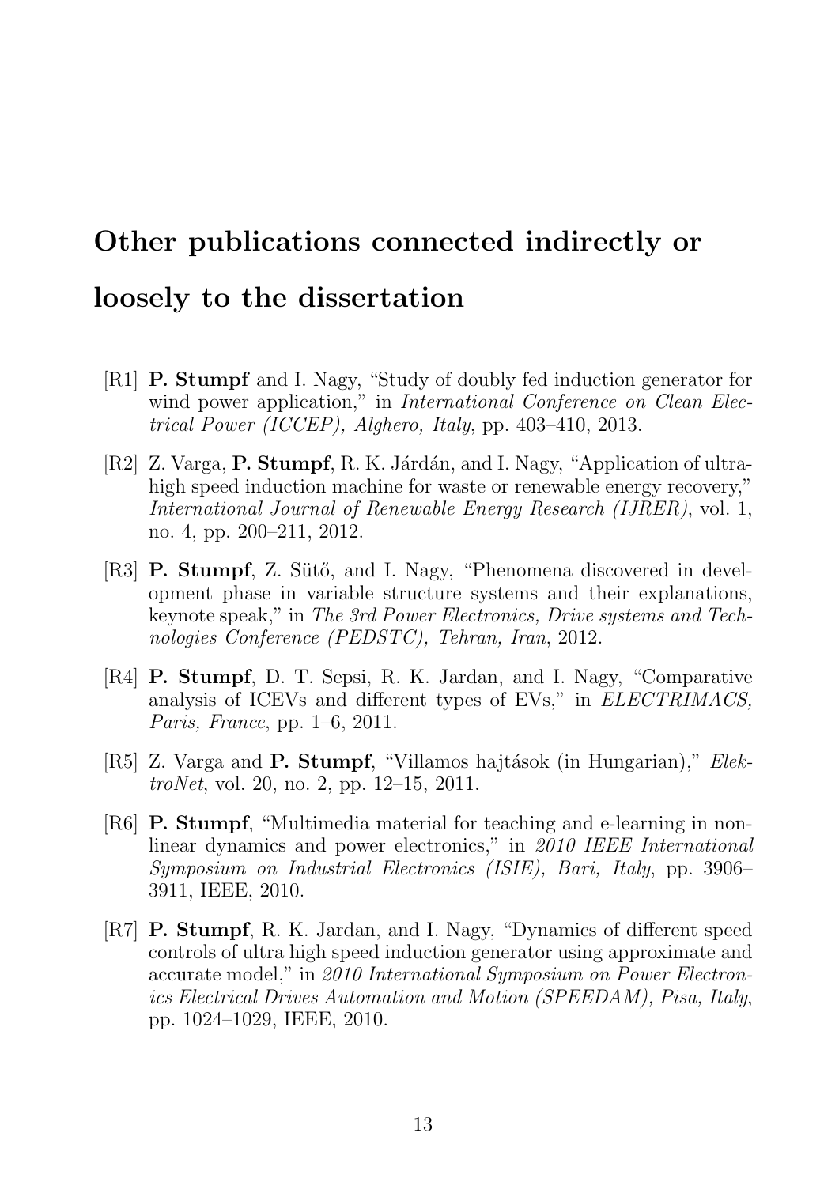# Other publications connected indirectly or loosely to the dissertation

[R1] **P. Stumpf** and I. Nagy, "Study of doubly fed induction generator for wind power application," in *International Conference on Clean Electrical Power (ICCEP), Alghero, Italy*, pp. 403–410, 2013.

[R2] Z. Varga, **P. Stumpf**, R. K. Járdán, and I. Nagy, "Application of ultra-high speed induction machine for waste or renewable energy recovery," *International Journal of Renewable Energy Research (IJRER)*, vol. 1, no. 4, pp. 200–211, 2012.

[R3] **P. Stumpf**, Z. Sütő, and I. Nagy, "Phenomena discovered in development phase in variable structure systems and their explanations, keynote speak," in *The 3rd Power Electronics, Drive systems and Technologies Conference (PEDSTC), Tehran, Iran*, 2012.

[R4] **P. Stumpf**, D. T. Sepsi, R. K. Jardan, and I. Nagy, "Comparative analysis of ICEVs and different types of EVs," in *ELECTRIMACS, Paris, France*, pp. 1–6, 2011.

[R5] Z. Varga and **P. Stumpf**, "Villamos hajtások (in Hungarian)," *ElektroNet*, vol. 20, no. 2, pp. 12–15, 2011.

[R6] **P. Stumpf**, "Multimedia material for teaching and e-learning in nonlinear dynamics and power electronics," in *2010 IEEE International Symposium on Industrial Electronics (ISIE), Bari, Italy*, pp. 3906–3911, IEEE, 2010.

[R7] **P. Stumpf**, R. K. Jardan, and I. Nagy, "Dynamics of different speed controls of ultra high speed induction generator using approximate and accurate model," in *2010 International Symposium on Power Electronics Electrical Drives Automation and Motion (SPEEDAM), Pisa, Italy*, pp. 1024–1029, IEEE, 2010.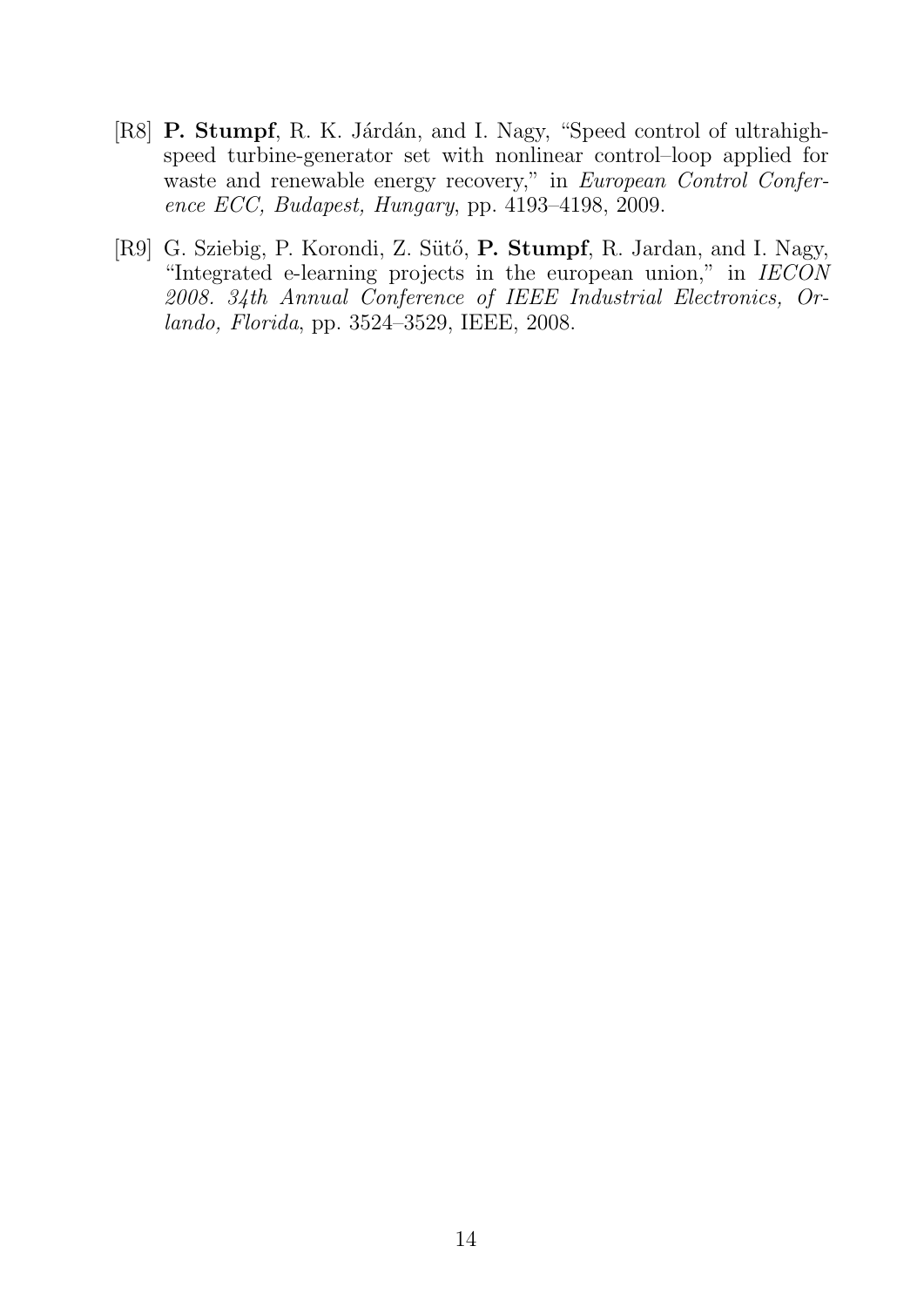[R8] **P. Stumpf**, R. K. Járdán, and I. Nagy, "Speed control of ultrahigh-speed turbine-generator set with nonlinear control–loop applied for waste and renewable energy recovery," in *European Control Conference ECC, Budapest, Hungary*, pp. 4193–4198, 2009.

[R9] G. Sziebig, P. Korondi, Z. Sütő, **P. Stumpf**, R. Jardan, and I. Nagy, "Integrated e-learning projects in the european union," in *IECON 2008. 34th Annual Conference of IEEE Industrial Electronics, Orlando, Florida*, pp. 3524–3529, IEEE, 2008.